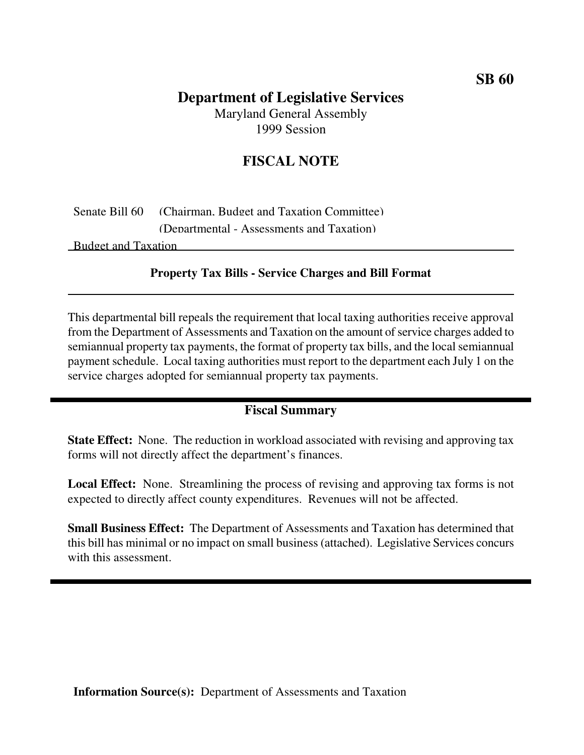**SB 60**

# Department of Legislative Services

Maryland General Assembly
1999 Session

## FISCAL NOTE

Senate Bill 60 (Chairman, Budget and Taxation Committee)
(Departmental - Assessments and Taxation)
Budget and Taxation

### Property Tax Bills - Service Charges and Bill Format

This departmental bill repeals the requirement that local taxing authorities receive approval from the Department of Assessments and Taxation on the amount of service charges added to semiannual property tax payments, the format of property tax bills, and the local semiannual payment schedule. Local taxing authorities must report to the department each July 1 on the service charges adopted for semiannual property tax payments.

### Fiscal Summary

**State Effect:** None. The reduction in workload associated with revising and approving tax forms will not directly affect the department's finances.

**Local Effect:** None. Streamlining the process of revising and approving tax forms is not expected to directly affect county expenditures. Revenues will not be affected.

**Small Business Effect:** The Department of Assessments and Taxation has determined that this bill has minimal or no impact on small business (attached). Legislative Services concurs with this assessment.

**Information Source(s):** Department of Assessments and Taxation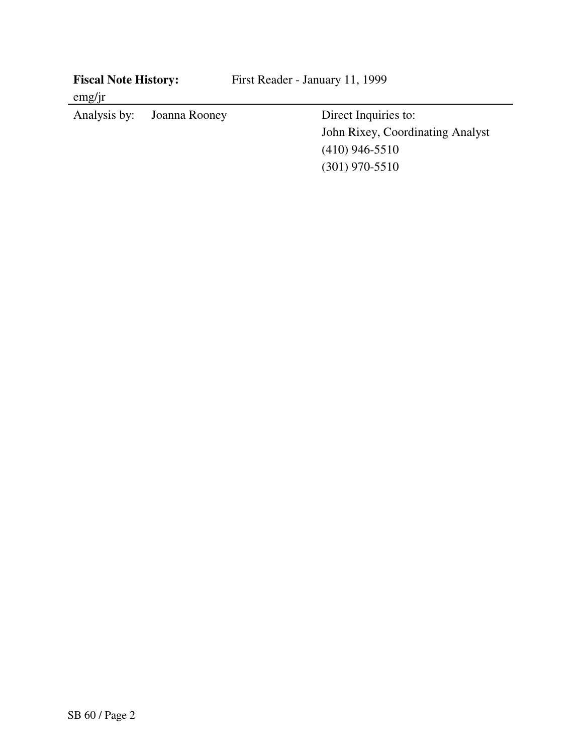**Fiscal Note History:** First Reader - January 11, 1999

emg/jr

---

Analysis by: Joanna Rooney

Direct Inquiries to:
John Rixey, Coordinating Analyst
(410) 946-5510
(301) 970-5510